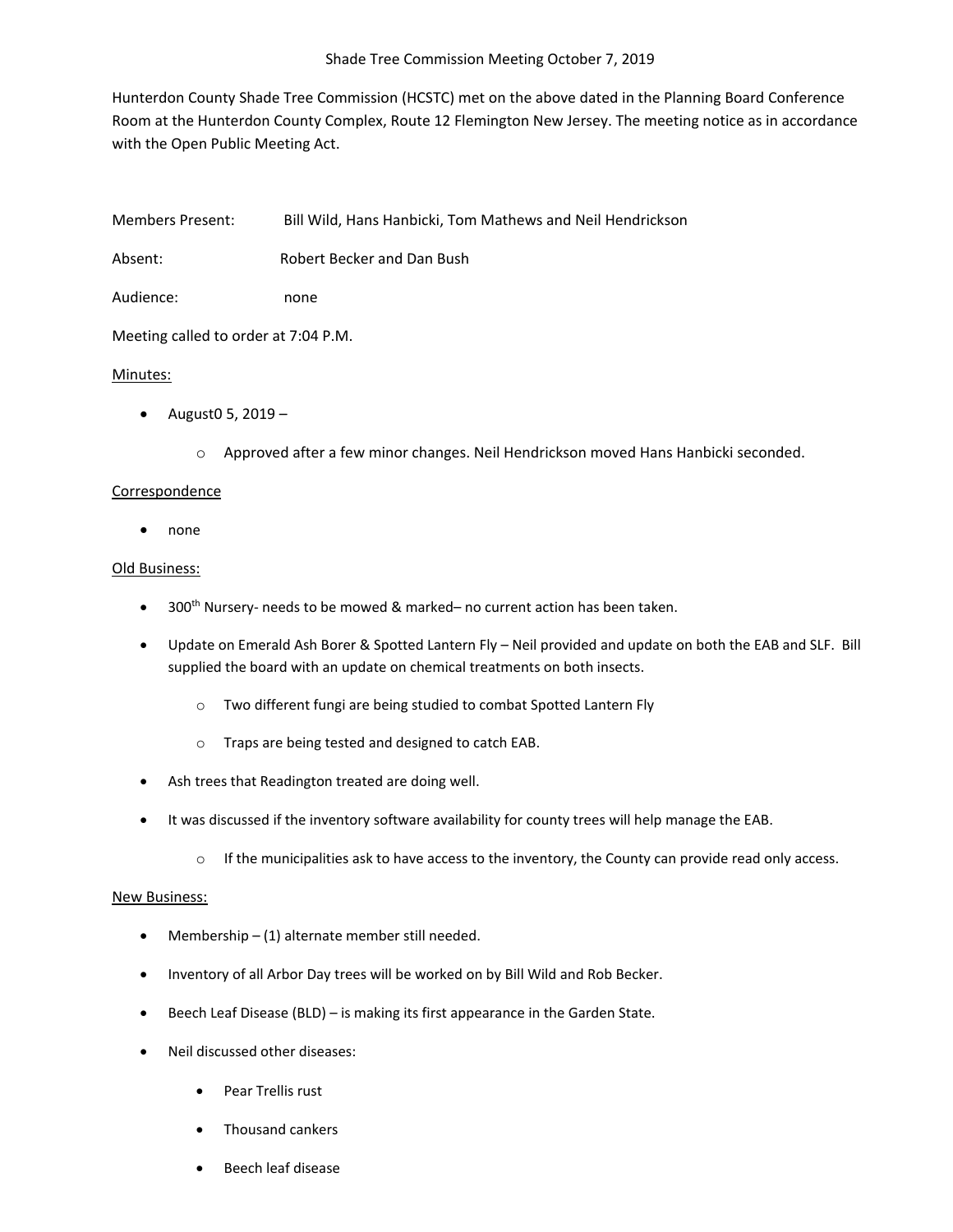# Shade Tree Commission Meeting October 7, 2019

Hunterdon County Shade Tree Commission (HCSTC) met on the above dated in the Planning Board Conference Room at the Hunterdon County Complex, Route 12 Flemington New Jersey. The meeting notice as in accordance with the Open Public Meeting Act.

Members Present: Bill Wild, Hans Hanbicki, Tom Mathews and Neil Hendrickson

Absent: Robert Becker and Dan Bush

Audience: none

Meeting called to order at 7:04 P.M.

<u>Minutes:</u>

- August0 5, 2019 –
  - Approved after a few minor changes. Neil Hendrickson moved Hans Hanbicki seconded.

<u>Correspondence</u>

- none

<u>Old Business:</u>

- 300th Nursery- needs to be mowed & marked– no current action has been taken.
- Update on Emerald Ash Borer & Spotted Lantern Fly – Neil provided and update on both the EAB and SLF. Bill supplied the board with an update on chemical treatments on both insects.
  - Two different fungi are being studied to combat Spotted Lantern Fly
  - Traps are being tested and designed to catch EAB.
- Ash trees that Readington treated are doing well.
- It was discussed if the inventory software availability for county trees will help manage the EAB.
  - If the municipalities ask to have access to the inventory, the County can provide read only access.

<u>New Business:</u>

- Membership – (1) alternate member still needed.
- Inventory of all Arbor Day trees will be worked on by Bill Wild and Rob Becker.
- Beech Leaf Disease (BLD) – is making its first appearance in the Garden State.
- Neil discussed other diseases:
  - Pear Trellis rust
  - Thousand cankers
  - Beech leaf disease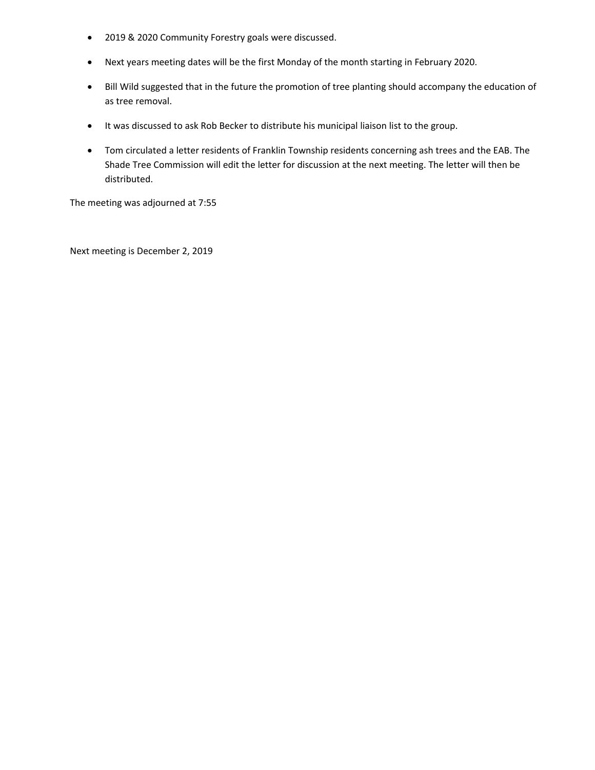- 2019 & 2020 Community Forestry goals were discussed.
- Next years meeting dates will be the first Monday of the month starting in February 2020.
- Bill Wild suggested that in the future the promotion of tree planting should accompany the education of as tree removal.
- It was discussed to ask Rob Becker to distribute his municipal liaison list to the group.
- Tom circulated a letter residents of Franklin Township residents concerning ash trees and the EAB. The Shade Tree Commission will edit the letter for discussion at the next meeting. The letter will then be distributed.

The meeting was adjourned at 7:55

Next meeting is December 2, 2019